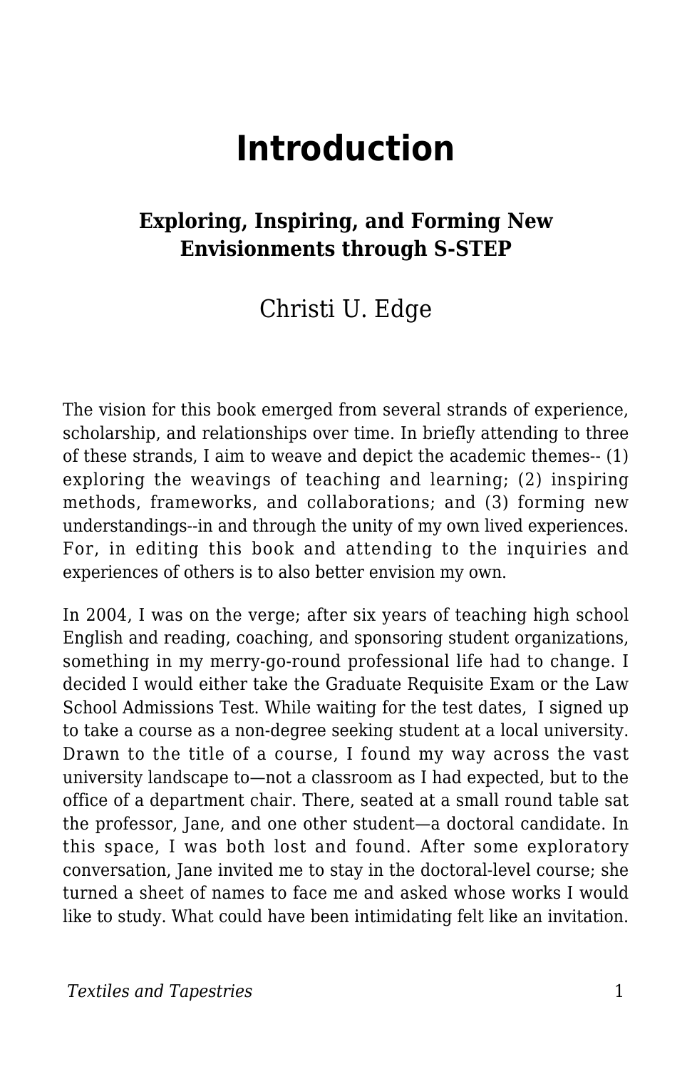# Introduction

## Exploring, Inspiring, and Forming New Envisionments through S-STEP

Christi U. Edge

The vision for this book emerged from several strands of experience, scholarship, and relationships over time. In briefly attending to three of these strands, I aim to weave and depict the academic themes-- (1) exploring the weavings of teaching and learning; (2) inspiring methods, frameworks, and collaborations; and (3) forming new understandings--in and through the unity of my own lived experiences. For, in editing this book and attending to the inquiries and experiences of others is to also better envision my own.

In 2004, I was on the verge; after six years of teaching high school English and reading, coaching, and sponsoring student organizations, something in my merry-go-round professional life had to change. I decided I would either take the Graduate Requisite Exam or the Law School Admissions Test. While waiting for the test dates, I signed up to take a course as a non-degree seeking student at a local university. Drawn to the title of a course, I found my way across the vast university landscape to—not a classroom as I had expected, but to the office of a department chair. There, seated at a small round table sat the professor, Jane, and one other student—a doctoral candidate. In this space, I was both lost and found. After some exploratory conversation, Jane invited me to stay in the doctoral-level course; she turned a sheet of names to face me and asked whose works I would like to study. What could have been intimidating felt like an invitation.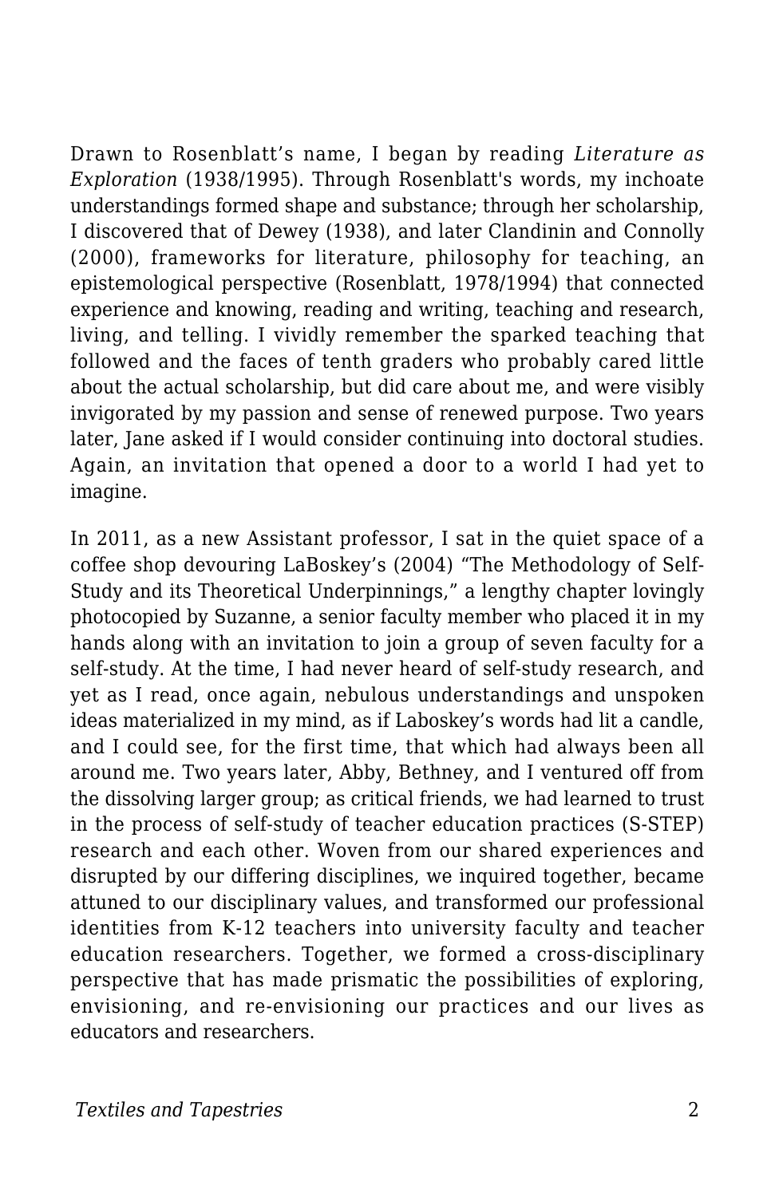Drawn to Rosenblatt's name, I began by reading *Literature as Exploration* (1938/1995). Through Rosenblatt's words, my inchoate understandings formed shape and substance; through her scholarship, I discovered that of Dewey (1938), and later Clandinin and Connolly (2000), frameworks for literature, philosophy for teaching, an epistemological perspective (Rosenblatt, 1978/1994) that connected experience and knowing, reading and writing, teaching and research, living, and telling. I vividly remember the sparked teaching that followed and the faces of tenth graders who probably cared little about the actual scholarship, but did care about me, and were visibly invigorated by my passion and sense of renewed purpose. Two years later, Jane asked if I would consider continuing into doctoral studies. Again, an invitation that opened a door to a world I had yet to imagine.

In 2011, as a new Assistant professor, I sat in the quiet space of a coffee shop devouring LaBoskey's (2004) "The Methodology of Self-Study and its Theoretical Underpinnings," a lengthy chapter lovingly photocopied by Suzanne, a senior faculty member who placed it in my hands along with an invitation to join a group of seven faculty for a self-study. At the time, I had never heard of self-study research, and yet as I read, once again, nebulous understandings and unspoken ideas materialized in my mind, as if Laboskey's words had lit a candle, and I could see, for the first time, that which had always been all around me. Two years later, Abby, Bethney, and I ventured off from the dissolving larger group; as critical friends, we had learned to trust in the process of self-study of teacher education practices (S-STEP) research and each other. Woven from our shared experiences and disrupted by our differing disciplines, we inquired together, became attuned to our disciplinary values, and transformed our professional identities from K-12 teachers into university faculty and teacher education researchers. Together, we formed a cross-disciplinary perspective that has made prismatic the possibilities of exploring, envisioning, and re-envisioning our practices and our lives as educators and researchers.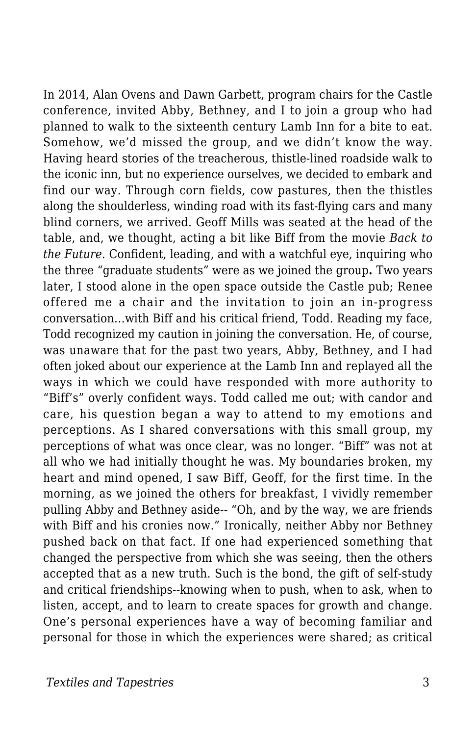In 2014, Alan Ovens and Dawn Garbett, program chairs for the Castle conference, invited Abby, Bethney, and I to join a group who had planned to walk to the sixteenth century Lamb Inn for a bite to eat. Somehow, we'd missed the group, and we didn't know the way. Having heard stories of the treacherous, thistle-lined roadside walk to the iconic inn, but no experience ourselves, we decided to embark and find our way. Through corn fields, cow pastures, then the thistles along the shoulderless, winding road with its fast-flying cars and many blind corners, we arrived. Geoff Mills was seated at the head of the table, and, we thought, acting a bit like Biff from the movie *Back to the Future*. Confident, leading, and with a watchful eye, inquiring who the three "graduate students" were as we joined the group**.** Two years later, I stood alone in the open space outside the Castle pub; Renee offered me a chair and the invitation to join an in-progress conversation…with Biff and his critical friend, Todd. Reading my face, Todd recognized my caution in joining the conversation. He, of course, was unaware that for the past two years, Abby, Bethney, and I had often joked about our experience at the Lamb Inn and replayed all the ways in which we could have responded with more authority to "Biff's" overly confident ways. Todd called me out; with candor and care, his question began a way to attend to my emotions and perceptions. As I shared conversations with this small group, my perceptions of what was once clear, was no longer. "Biff" was not at all who we had initially thought he was. My boundaries broken, my heart and mind opened, I saw Biff, Geoff, for the first time. In the morning, as we joined the others for breakfast, I vividly remember pulling Abby and Bethney aside-- "Oh, and by the way, we are friends with Biff and his cronies now." Ironically, neither Abby nor Bethney pushed back on that fact. If one had experienced something that changed the perspective from which she was seeing, then the others accepted that as a new truth. Such is the bond, the gift of self-study and critical friendships--knowing when to push, when to ask, when to listen, accept, and to learn to create spaces for growth and change. One's personal experiences have a way of becoming familiar and personal for those in which the experiences were shared; as critical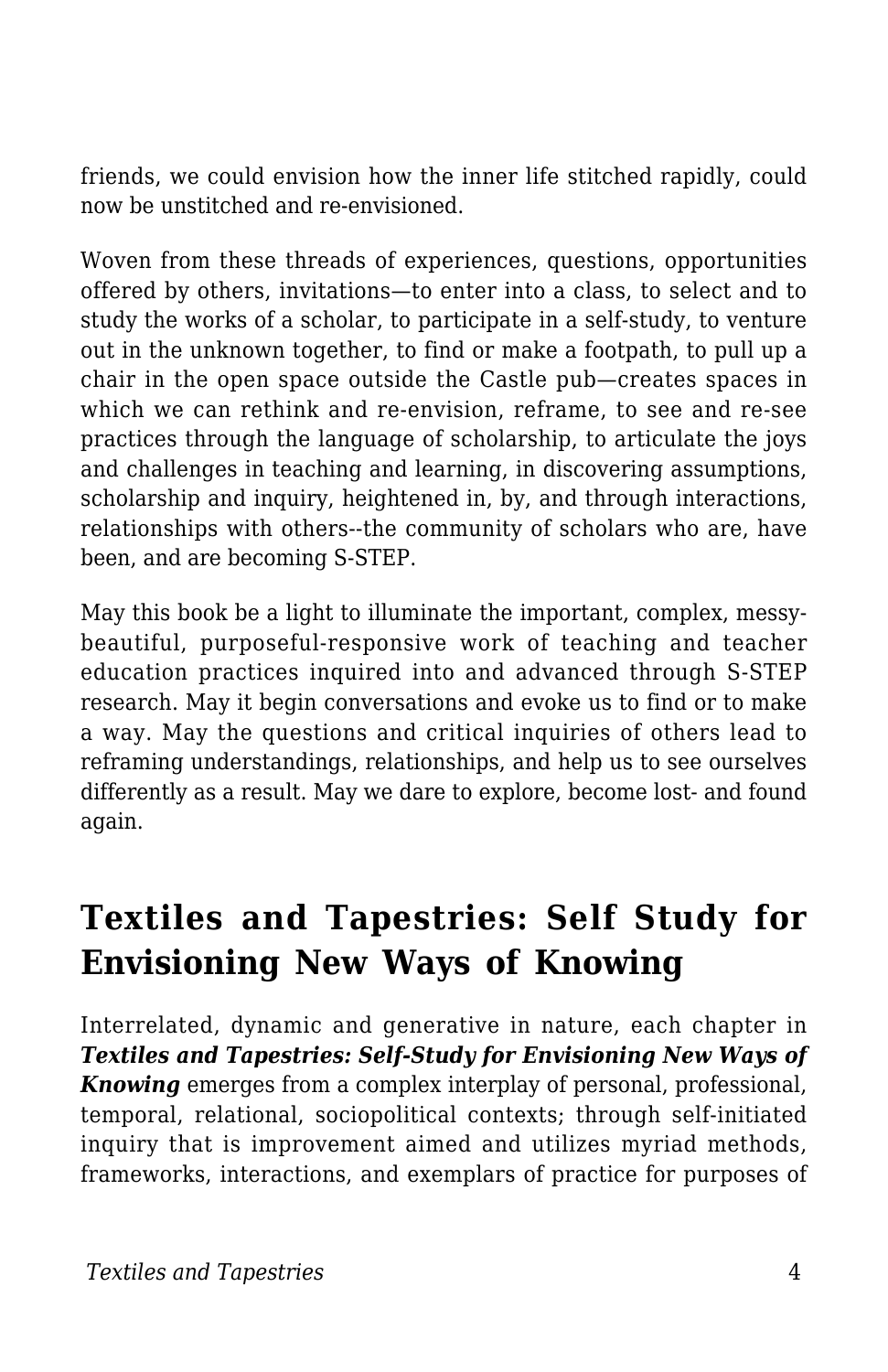friends, we could envision how the inner life stitched rapidly, could now be unstitched and re-envisioned.

Woven from these threads of experiences, questions, opportunities offered by others, invitations—to enter into a class, to select and to study the works of a scholar, to participate in a self-study, to venture out in the unknown together, to find or make a footpath, to pull up a chair in the open space outside the Castle pub—creates spaces in which we can rethink and re-envision, reframe, to see and re-see practices through the language of scholarship, to articulate the joys and challenges in teaching and learning, in discovering assumptions, scholarship and inquiry, heightened in, by, and through interactions, relationships with others--the community of scholars who are, have been, and are becoming S-STEP.

May this book be a light to illuminate the important, complex, messy-beautiful, purposeful-responsive work of teaching and teacher education practices inquired into and advanced through S-STEP research. May it begin conversations and evoke us to find or to make a way. May the questions and critical inquiries of others lead to reframing understandings, relationships, and help us to see ourselves differently as a result. May we dare to explore, become lost- and found again.

## Textiles and Tapestries: Self Study for Envisioning New Ways of Knowing

Interrelated, dynamic and generative in nature, each chapter in ***Textiles and Tapestries: Self-Study for Envisioning New Ways of Knowing*** emerges from a complex interplay of personal, professional, temporal, relational, sociopolitical contexts; through self-initiated inquiry that is improvement aimed and utilizes myriad methods, frameworks, interactions, and exemplars of practice for purposes of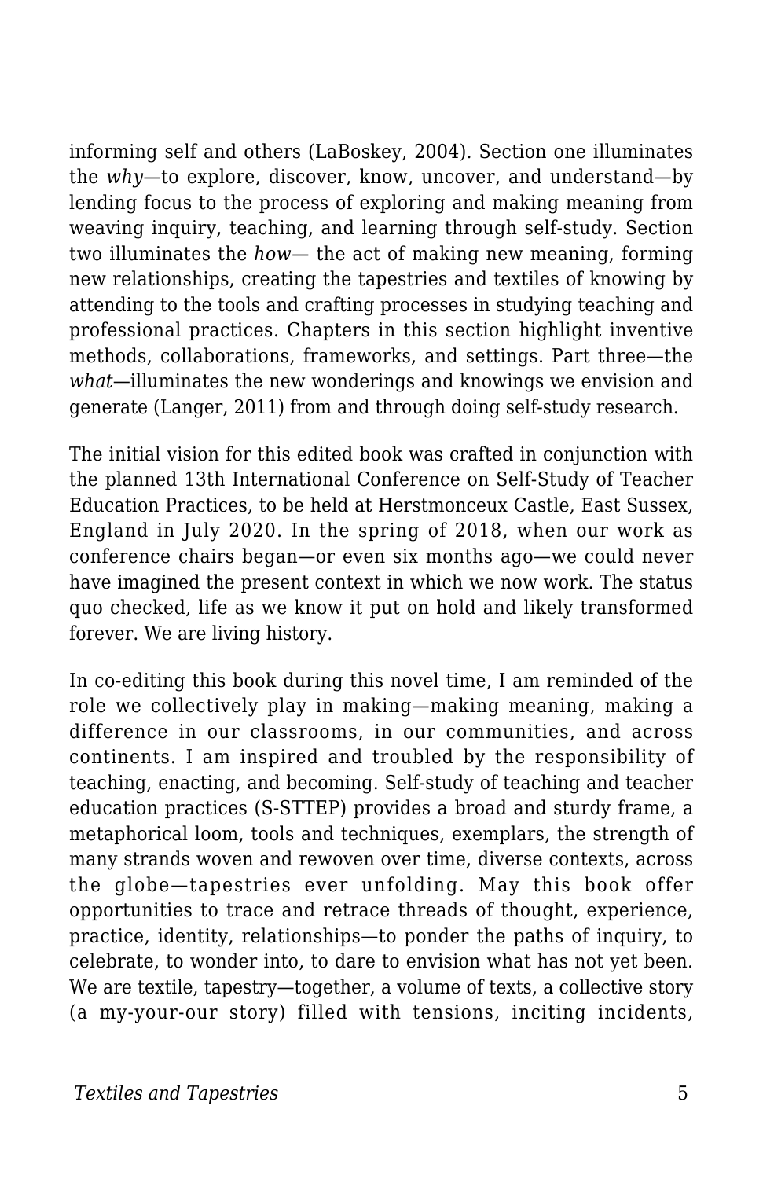informing self and others (LaBoskey, 2004). Section one illuminates the *why*—to explore, discover, know, uncover, and understand—by lending focus to the process of exploring and making meaning from weaving inquiry, teaching, and learning through self-study. Section two illuminates the *how*— the act of making new meaning, forming new relationships, creating the tapestries and textiles of knowing by attending to the tools and crafting processes in studying teaching and professional practices. Chapters in this section highlight inventive methods, collaborations, frameworks, and settings. Part three—the *what*—illuminates the new wonderings and knowings we envision and generate (Langer, 2011) from and through doing self-study research.

The initial vision for this edited book was crafted in conjunction with the planned 13th International Conference on Self-Study of Teacher Education Practices, to be held at Herstmonceux Castle, East Sussex, England in July 2020. In the spring of 2018, when our work as conference chairs began—or even six months ago—we could never have imagined the present context in which we now work. The status quo checked, life as we know it put on hold and likely transformed forever. We are living history.

In co-editing this book during this novel time, I am reminded of the role we collectively play in making—making meaning, making a difference in our classrooms, in our communities, and across continents. I am inspired and troubled by the responsibility of teaching, enacting, and becoming. Self-study of teaching and teacher education practices (S-STTEP) provides a broad and sturdy frame, a metaphorical loom, tools and techniques, exemplars, the strength of many strands woven and rewoven over time, diverse contexts, across the globe—tapestries ever unfolding. May this book offer opportunities to trace and retrace threads of thought, experience, practice, identity, relationships—to ponder the paths of inquiry, to celebrate, to wonder into, to dare to envision what has not yet been. We are textile, tapestry—together, a volume of texts, a collective story (a my-your-our story) filled with tensions, inciting incidents,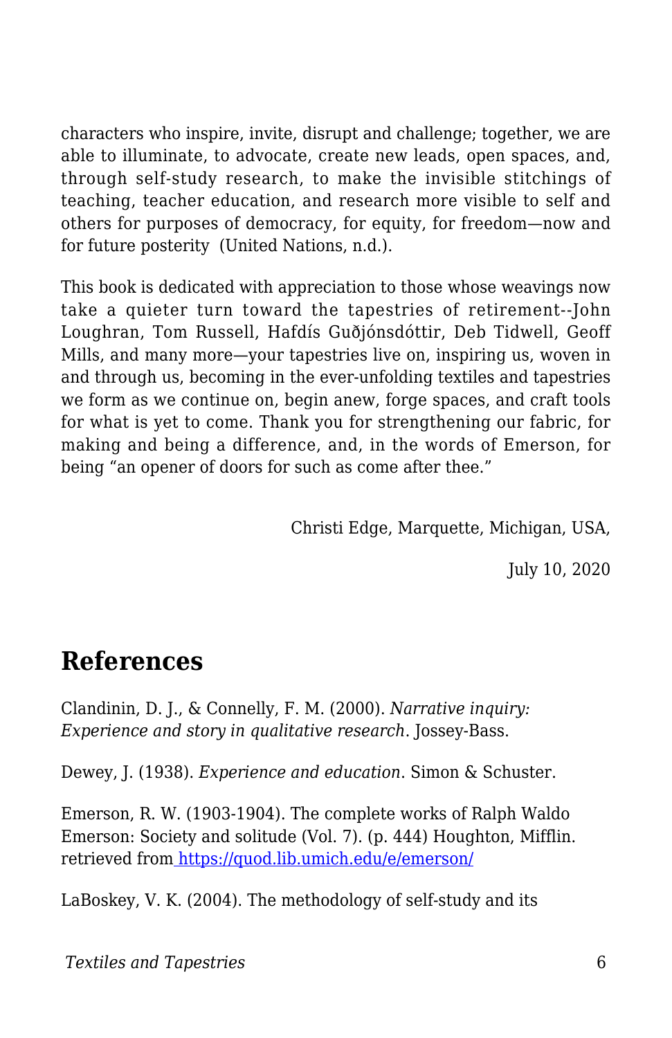characters who inspire, invite, disrupt and challenge; together, we are able to illuminate, to advocate, create new leads, open spaces, and, through self-study research, to make the invisible stitchings of teaching, teacher education, and research more visible to self and others for purposes of democracy, for equity, for freedom—now and for future posterity  (United Nations, n.d.).

This book is dedicated with appreciation to those whose weavings now take a quieter turn toward the tapestries of retirement--John Loughran, Tom Russell, Hafdís Guðjónsdóttir, Deb Tidwell, Geoff Mills, and many more—your tapestries live on, inspiring us, woven in and through us, becoming in the ever-unfolding textiles and tapestries we form as we continue on, begin anew, forge spaces, and craft tools for what is yet to come. Thank you for strengthening our fabric, for making and being a difference, and, in the words of Emerson, for being "an opener of doors for such as come after thee."

Christi Edge, Marquette, Michigan, USA,

July 10, 2020

## References

Clandinin, D. J., & Connelly, F. M. (2000). *Narrative inquiry: Experience and story in qualitative research*. Jossey-Bass.

Dewey, J. (1938). *Experience and education*. Simon & Schuster.

Emerson, R. W. (1903-1904). The complete works of Ralph Waldo Emerson: Society and solitude (Vol. 7). (p. 444) Houghton, Mifflin. retrieved from https://quod.lib.umich.edu/e/emerson/

LaBoskey, V. K. (2004). The methodology of self-study and its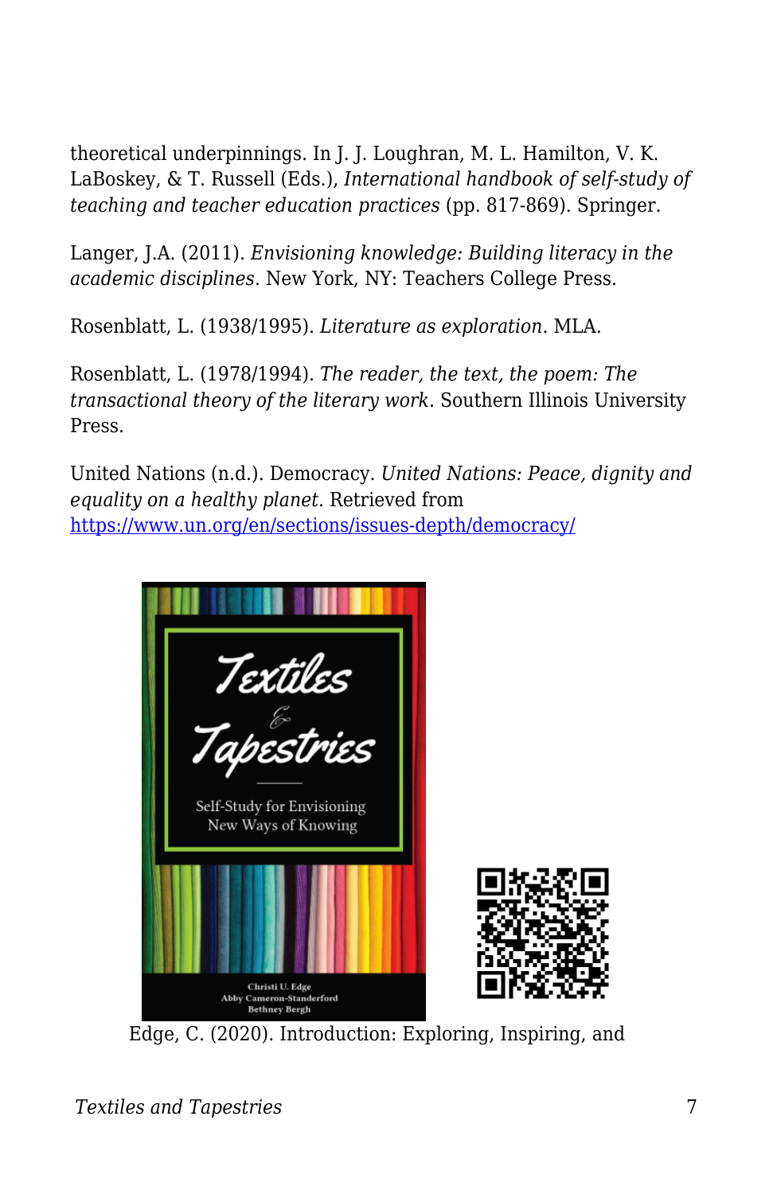theoretical underpinnings. In J. J. Loughran, M. L. Hamilton, V. K. LaBoskey, & T. Russell (Eds.), *International handbook of self-study of teaching and teacher education practices* (pp. 817-869). Springer.

Langer, J.A. (2011). *Envisioning knowledge: Building literacy in the academic disciplines*. New York, NY: Teachers College Press.

Rosenblatt, L. (1938/1995). *Literature as exploration*. MLA.

Rosenblatt, L. (1978/1994). *The reader, the text, the poem: The transactional theory of the literary work*. Southern Illinois University Press.

United Nations (n.d.). Democracy. *United Nations: Peace, dignity and equality on a healthy planet*. Retrieved from https://www.un.org/en/sections/issues-depth/democracy/

Edge, C. (2020). Introduction: Exploring, Inspiring, and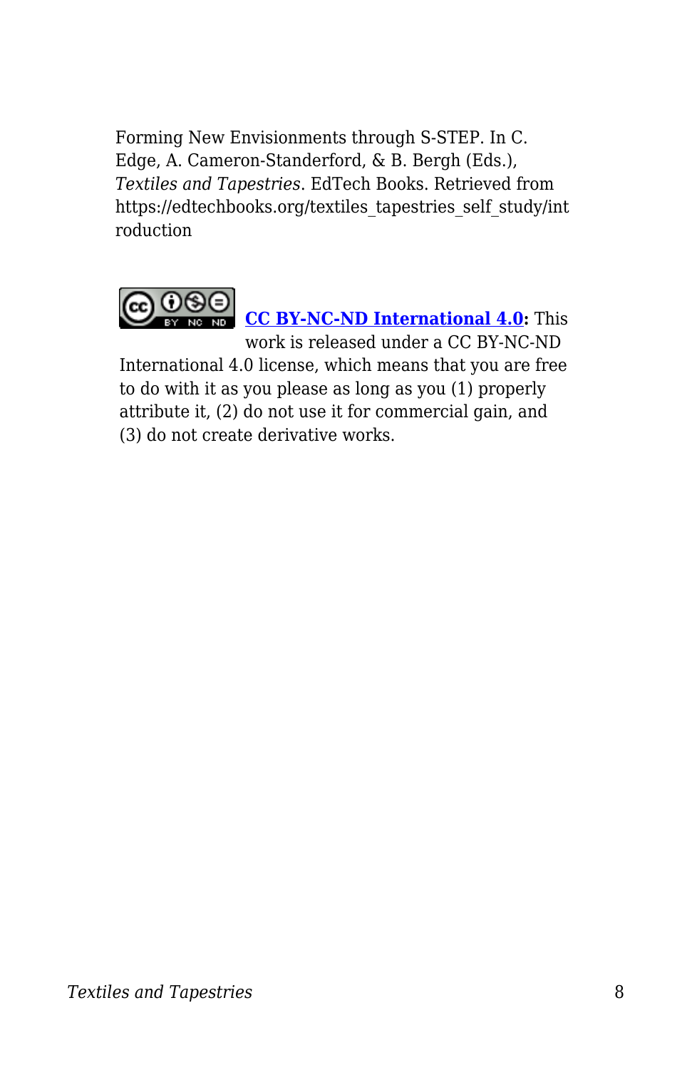Forming New Envisionments through S-STEP. In C. Edge, A. Cameron-Standerford, & B. Bergh (Eds.), *Textiles and Tapestries*. EdTech Books. Retrieved from https://edtechbooks.org/textiles_tapestries_self_study/introduction

**CC BY-NC-ND International 4.0:** This work is released under a CC BY-NC-ND International 4.0 license, which means that you are free to do with it as you please as long as you (1) properly attribute it, (2) do not use it for commercial gain, and (3) do not create derivative works.